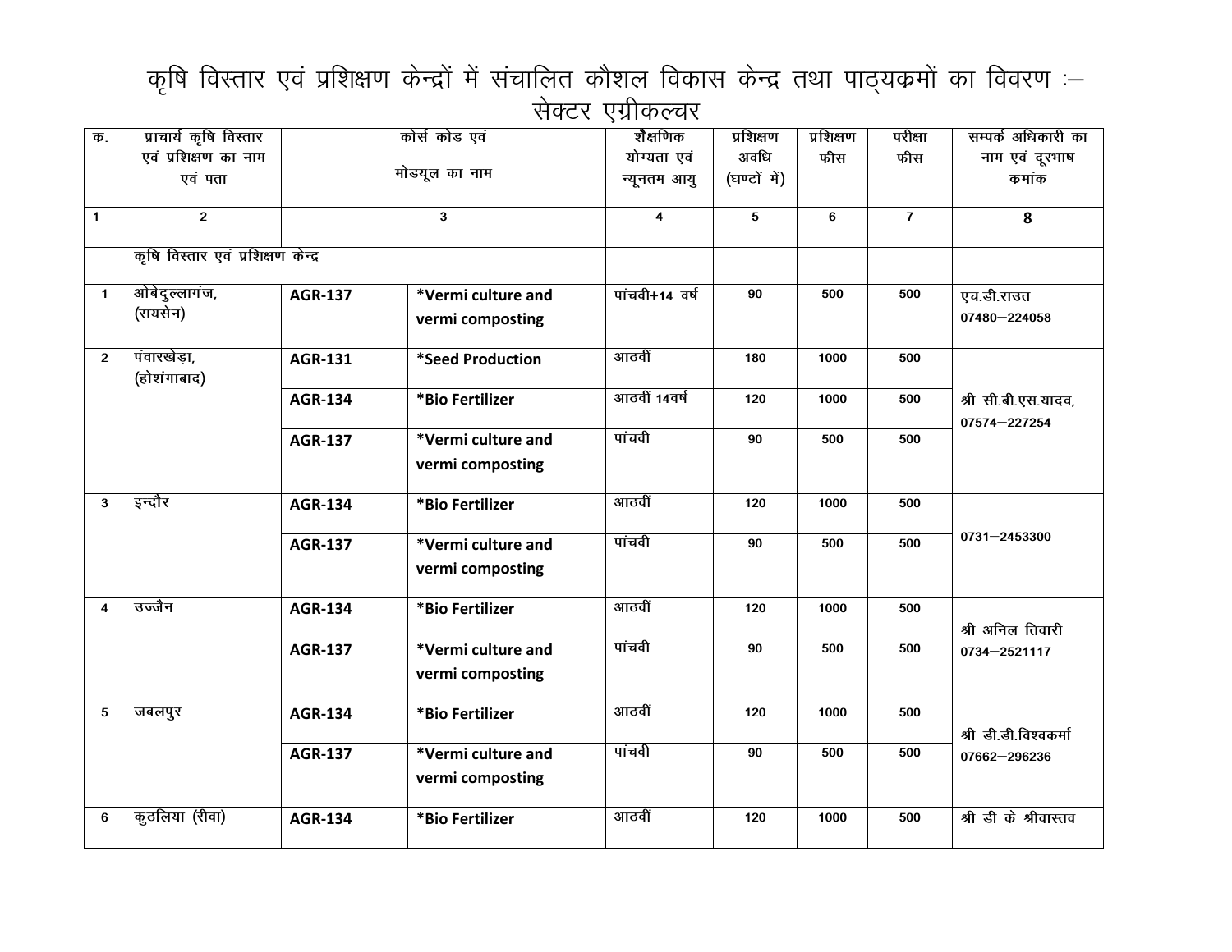# कृषि विस्तार एवं प्रशिक्षण केन्द्रों में संचालित कौशल विकास केन्द्र तथा पाठ्यक्रमों का विवरण :–

## सेक्टर एग्रीकल्चर

| क. | प्राचार्य कृषि विस्तार एवं प्रशिक्षण का नाम एवं पता | कोर्स कोड एवं मोडयूल का नाम | | शैक्षणिक योग्यता एवं न्यूनतम आयु | प्रशिक्षण अवधि (घण्टों में) | प्रशिक्षण फीस | परीक्षा फीस | सम्पर्क अधिकारी का नाम एवं दूरभाष कमांक |
|---|---|---|---|---|---|---|---|---|
| 1 | 2 | 3 | | 4 | 5 | 6 | 7 | 8 |
| | कृषि विस्तार एवं प्रशिक्षण केन्द्र | | | | | | | |
| 1 | ओबेदुल्लागंज, (रायसेन) | AGR-137 | *Vermi culture and vermi composting | पांचवी+14 वर्ष | 90 | 500 | 500 | एच.डी.राउत 07480–224058 |
| 2 | पंवारखेड़ा, (होशंगाबाद) | AGR-131 | *Seed Production | आठवीं | 180 | 1000 | 500 | श्री सी.बी.एस.यादव, 07574–227254 |
| | | AGR-134 | *Bio Fertilizer | आठवीं 14वर्ष | 120 | 1000 | 500 | |
| | | AGR-137 | *Vermi culture and vermi composting | पांचवी | 90 | 500 | 500 | |
| 3 | इन्दौर | AGR-134 | *Bio Fertilizer | आठवीं | 120 | 1000 | 500 | 0731–2453300 |
| | | AGR-137 | *Vermi culture and vermi composting | पांचवी | 90 | 500 | 500 | |
| 4 | उज्जैन | AGR-134 | *Bio Fertilizer | आठवीं | 120 | 1000 | 500 | श्री अनिल तिवारी 0734–2521117 |
| | | AGR-137 | *Vermi culture and vermi composting | पांचवी | 90 | 500 | 500 | |
| 5 | जबलपुर | AGR-134 | *Bio Fertilizer | आठवीं | 120 | 1000 | 500 | श्री डी.डी.विश्वकर्मा 07662–296236 |
| | | AGR-137 | *Vermi culture and vermi composting | पांचवी | 90 | 500 | 500 | |
| 6 | कुठलिया (रीवा) | AGR-134 | *Bio Fertilizer | आठवीं | 120 | 1000 | 500 | श्री डी के श्रीवास्तव |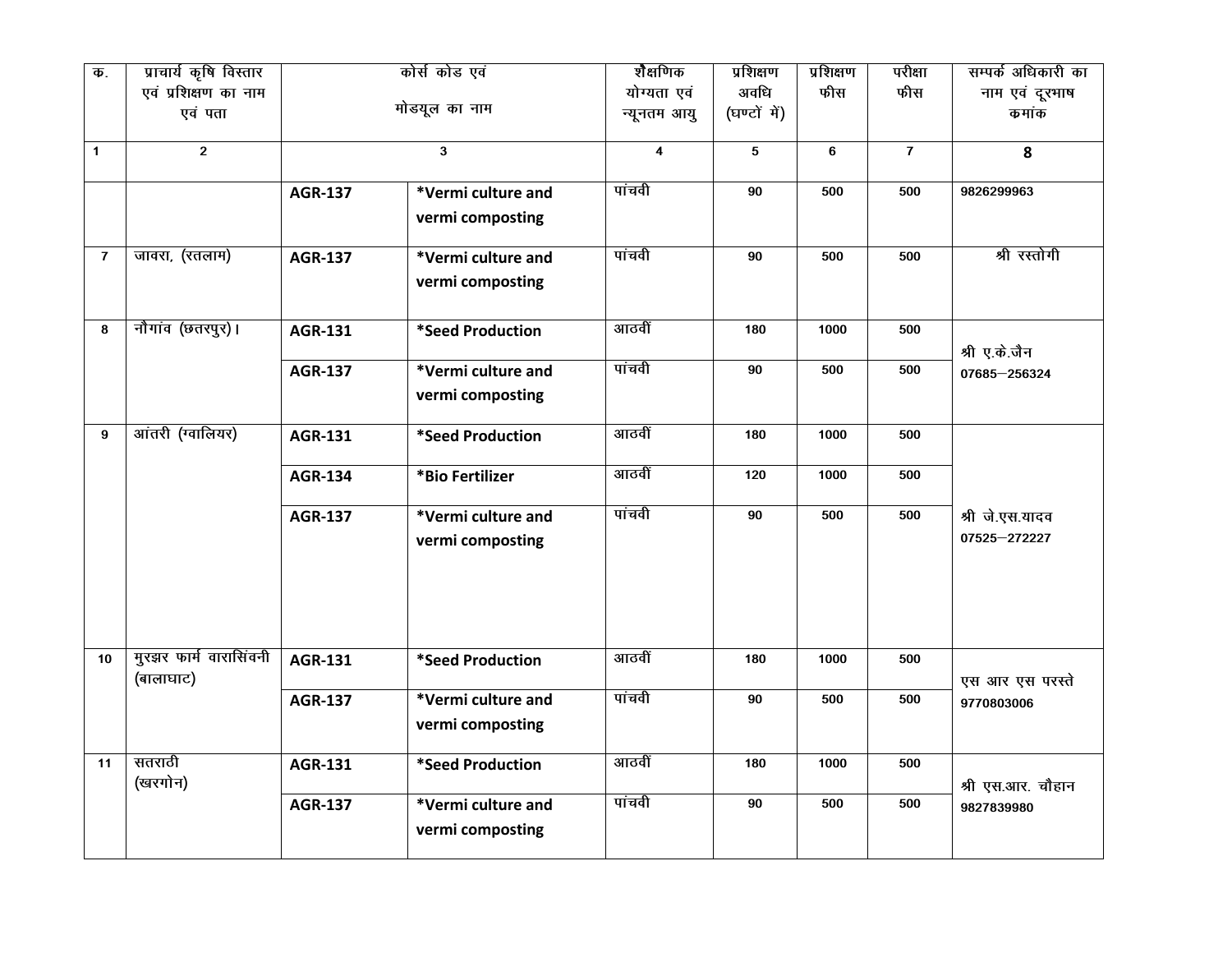| क. | प्राचार्य कृषि विस्तार एवं प्रशिक्षण का नाम एवं पता | कोर्स कोड एवं मोडयूल का नाम | | शैक्षणिक योग्यता एवं न्यूनतम आयु | प्रशिक्षण अवधि (घण्टों में) | प्रशिक्षण फीस | परीक्षा फीस | सम्पर्क अधिकारी का नाम एवं दूरभाष कमांक |
|---|---|---|---|---|---|---|---|---|
| 1 | 2 | 3 | | 4 | 5 | 6 | 7 | 8 |
| | | AGR-137 | *Vermi culture and vermi composting | पांचवी | 90 | 500 | 500 | 9826299963 |
| 7 | जावरा, (रतलाम) | AGR-137 | *Vermi culture and vermi composting | पांचवी | 90 | 500 | 500 | श्री रस्तोगी |
| 8 | नौगांव (छतरपुर)। | AGR-131 | *Seed Production | आठवीं | 180 | 1000 | 500 | श्री ए.के.जैन 07685–256324 |
| | | AGR-137 | *Vermi culture and vermi composting | पांचवी | 90 | 500 | 500 | |
| 9 | आंतरी (ग्वालियर) | AGR-131 | *Seed Production | आठवीं | 180 | 1000 | 500 | श्री जे.एस.यादव 07525–272227 |
| | | AGR-134 | *Bio Fertilizer | आठवीं | 120 | 1000 | 500 | |
| | | AGR-137 | *Vermi culture and vermi composting | पांचवी | 90 | 500 | 500 | |
| 10 | मुरझर फार्म वारासिंवनी (बालाघाट) | AGR-131 | *Seed Production | आठवीं | 180 | 1000 | 500 | एस आर एस परस्ते 9770803006 |
| | | AGR-137 | *Vermi culture and vermi composting | पांचवी | 90 | 500 | 500 | |
| 11 | सतराठी (खरगोन) | AGR-131 | *Seed Production | आठवीं | 180 | 1000 | 500 | श्री एस.आर. चौहान 9827839980 |
| | | AGR-137 | *Vermi culture and vermi composting | पांचवी | 90 | 500 | 500 | |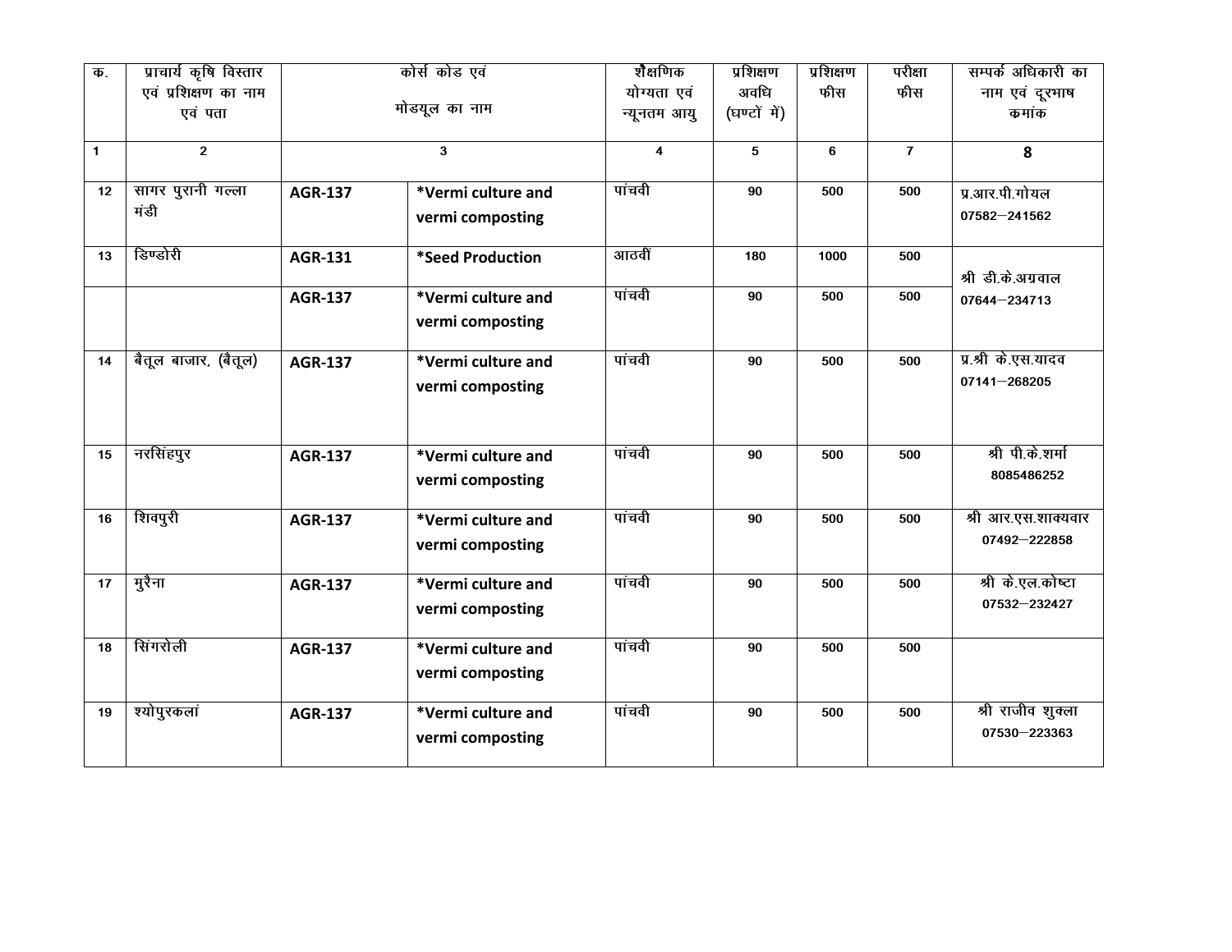| क. | प्राचार्य कृषि विस्तार एवं प्रशिक्षण का नाम एवं पता | कोर्स कोड एवं मोडयूल का नाम | | शैक्षणिक योग्यता एवं न्यूनतम आयु | प्रशिक्षण अवधि (घण्टों में) | प्रशिक्षण फीस | परीक्षा फीस | सम्पर्क अधिकारी का नाम एवं दूरभाष कमांक |
|---|---|---|---|---|---|---|---|---|
| 1 | 2 | 3 | | 4 | 5 | 6 | 7 | 8 |
| 12 | सागर पुरानी गल्ला मंडी | **AGR-137** | ***Vermi culture and vermi composting** | पांचवी | 90 | 500 | 500 | प्र.आर.पी.गोयल 07582–241562 |
| 13 | डिण्डोरी | **AGR-131** | ***Seed Production** | आठवीं | 180 | 1000 | 500 | श्री डी.के.अग्रवाल 07644–234713 |
| | | **AGR-137** | ***Vermi culture and vermi composting** | पांचवी | 90 | 500 | 500 | |
| 14 | बैतूल बाजार, (बैतूल) | **AGR-137** | ***Vermi culture and vermi composting** | पांचवी | 90 | 500 | 500 | प्र.श्री के.एस.यादव 07141–268205 |
| 15 | नरसिंहपुर | **AGR-137** | ***Vermi culture and vermi composting** | पांचवी | 90 | 500 | 500 | श्री पी.के.शर्मा 8085486252 |
| 16 | शिवपुरी | **AGR-137** | ***Vermi culture and vermi composting** | पांचवी | 90 | 500 | 500 | श्री आर.एस.शाक्यवार 07492–222858 |
| 17 | मुरैना | **AGR-137** | ***Vermi culture and vermi composting** | पांचवी | 90 | 500 | 500 | श्री के.एल.कोष्टा 07532–232427 |
| 18 | सिंगरोली | **AGR-137** | ***Vermi culture and vermi composting** | पांचवी | 90 | 500 | 500 | |
| 19 | श्योपुरकलां | **AGR-137** | ***Vermi culture and vermi composting** | पांचवी | 90 | 500 | 500 | श्री राजीव शुक्ला 07530–223363 |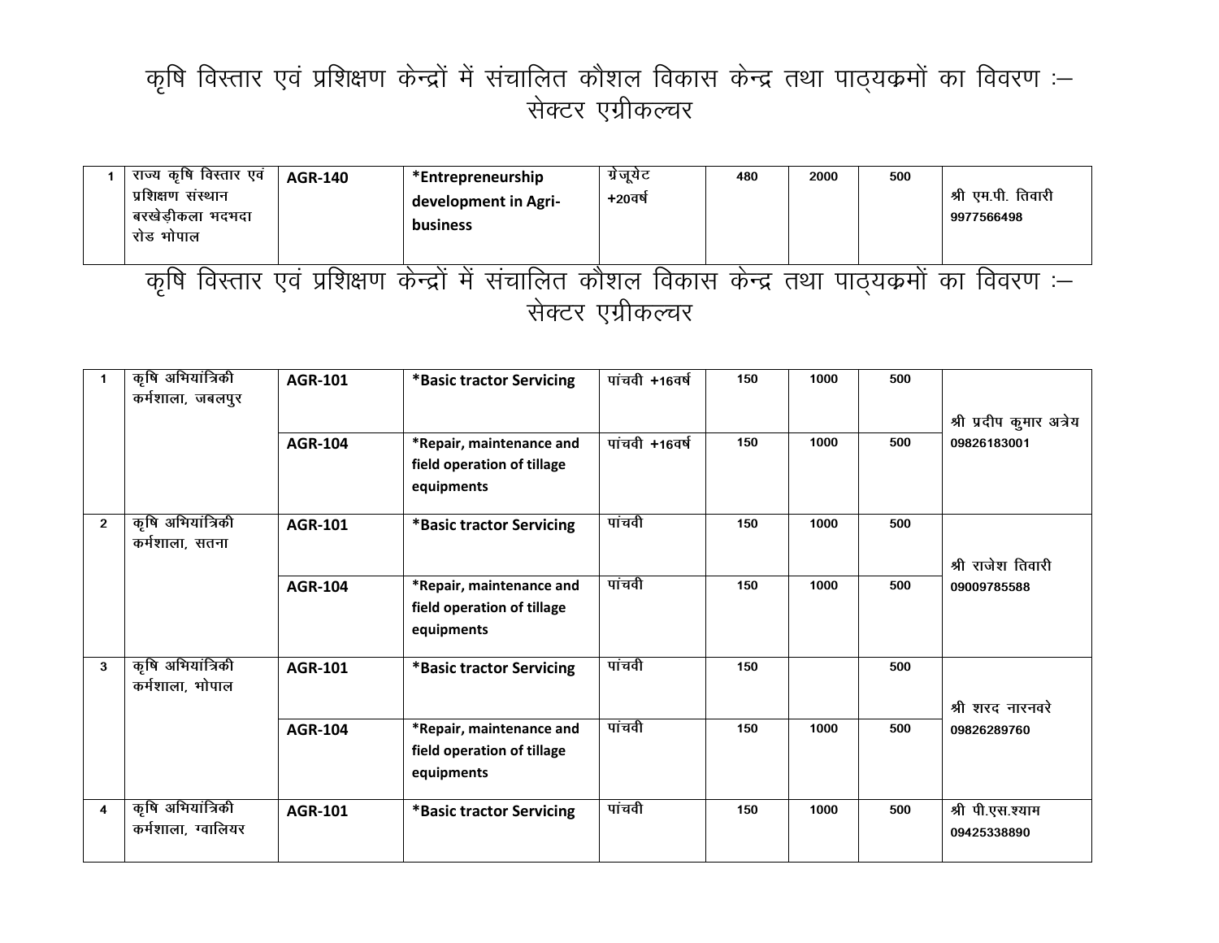# कृषि विस्तार एवं प्रशिक्षण केन्द्रों में संचालित कौशल विकास केन्द्र तथा पाठ्यक्रमों का विवरण :– सेक्टर एग्रीकल्चर

| | | | | | | | | |
|---|---|---|---|---|---|---|---|---|
| 1 | राज्य कृषि विस्तार एवं प्रशिक्षण संस्थान बरखेड़ीकला भदभदा रोड भोपाल | AGR-140 | *Entrepreneurship development in Agri-business | ग्रेजूयेट +20वर्ष | 480 | 2000 | 500 | श्री एम.पी. तिवारी 9977566498 |

# कृषि विस्तार एवं प्रशिक्षण केन्द्रों में संचालित कौशल विकास केन्द्र तथा पाठ्यक्रमों का विवरण :– सेक्टर एग्रीकल्चर

| | | | | | | | | |
|---|---|---|---|---|---|---|---|---|
| 1 | कृषि अभियांत्रिकी कर्मशाला, जबलपुर | AGR-101 | *Basic tractor Servicing | पांचवी +16वर्ष | 150 | 1000 | 500 | श्री प्रदीप कुमार अत्रेय 09826183001 |
| | | AGR-104 | *Repair, maintenance and field operation of tillage equipments | पांचवी +16वर्ष | 150 | 1000 | 500 | |
| 2 | कृषि अभियांत्रिकी कर्मशाला, सतना | AGR-101 | *Basic tractor Servicing | पांचवी | 150 | 1000 | 500 | श्री राजेश तिवारी 09009785588 |
| | | AGR-104 | *Repair, maintenance and field operation of tillage equipments | पांचवी | 150 | 1000 | 500 | |
| 3 | कृषि अभियांत्रिकी कर्मशाला, भोपाल | AGR-101 | *Basic tractor Servicing | पांचवी | 150 | | 500 | श्री शरद नारनवरे 09826289760 |
| | | AGR-104 | *Repair, maintenance and field operation of tillage equipments | पांचवी | 150 | 1000 | 500 | |
| 4 | कृषि अभियांत्रिकी कर्मशाला, ग्वालियर | AGR-101 | *Basic tractor Servicing | पांचवी | 150 | 1000 | 500 | श्री पी.एस.श्याम 09425338890 |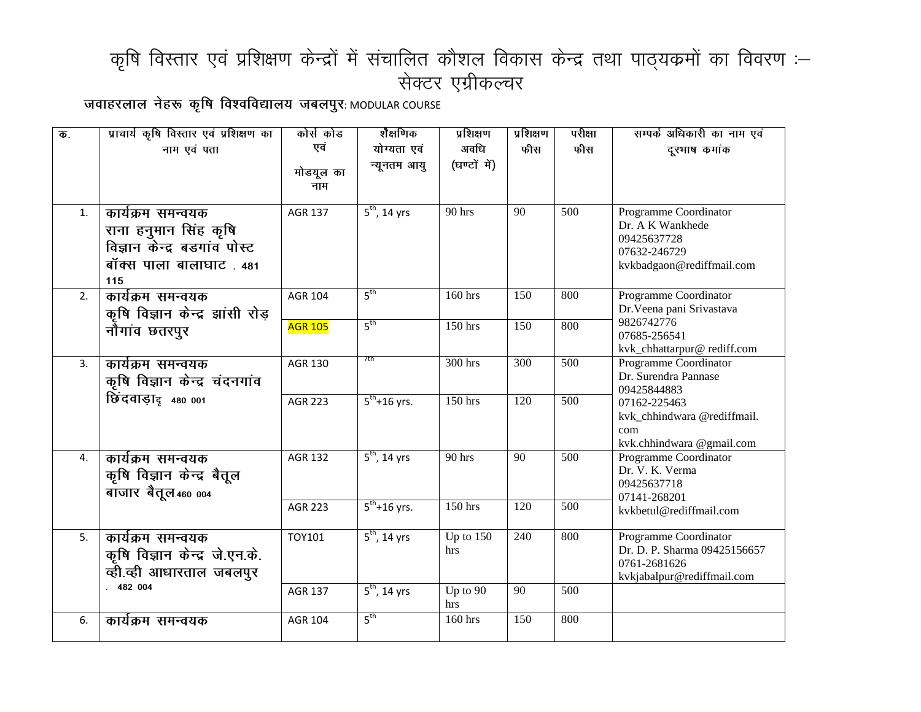# कृषि विस्तार एवं प्रशिक्षण केन्द्रों में संचालित कौशल विकास केन्द्र तथा पाठ्यक्रमों का विवरण :– सेक्टर एग्रीकल्चर

**जवाहरलाल नेहरू कृषि विश्वविद्यालय जबलपुर**: MODULAR COURSE

| क. | प्राचार्य कृषि विस्तार एवं प्रशिक्षण का नाम एवं पता | कोर्स कोड एवं मोडयूल का नाम | शैक्षणिक योग्यता एवं न्यूनतम आयु | प्रशिक्षण अवधि (घण्टों में) | प्रशिक्षण फीस | परीक्षा फीस | सम्पर्क अधिकारी का नाम एवं दूरभाष कमांक |
|---|---|---|---|---|---|---|---|
| 1. | **कार्यक्रम समन्वयक राना हनुमान सिंह कृषि विज्ञान केन्द्र बडगांव पोस्ट बॉक्स पाला बालाघाट . 481 115** | AGR 137 | 5th, 14 yrs | 90 hrs | 90 | 500 | Programme Coordinator Dr. A K Wankhede 09425637728 07632-246729 kvkbadgaon@rediffmail.com |
| 2. | **कार्यक्रम समन्वयक कृषि विज्ञान केन्द्र झांसी रोड़ नौगांव छतरपुर** | AGR 104 | 5th | 160 hrs | 150 | 800 | Programme Coordinator Dr.Veena pani Srivastava 9826742776 07685-256541 kvk_chhattarpur@ rediff.com |
| | | AGR 105 | 5th | 150 hrs | 150 | 800 | |
| 3. | **कार्यक्रम समन्वयक कृषि विज्ञान केन्द्र चंदनगांव छिंदवाड़ा 480 001** | AGR 130 | 7th | 300 hrs | 300 | 500 | Programme Coordinator Dr. Surendra Pannase 09425844883 07162-225463 kvk_chhindwara @rediffmail.com kvk.chhindwara @gmail.com |
| | | AGR 223 | 5th+16 yrs. | 150 hrs | 120 | 500 | |
| 4. | **कार्यक्रम समन्वयक कृषि विज्ञान केन्द्र बैतूल बाजार बैतूल.460 004** | AGR 132 | 5th, 14 yrs | 90 hrs | 90 | 500 | Programme Coordinator Dr. V. K. Verma 09425637718 07141-268201 kvkbetul@rediffmail.com |
| | | AGR 223 | 5th+16 yrs. | 150 hrs | 120 | 500 | |
| 5. | **कार्यक्रम समन्वयक कृषि विज्ञान केन्द्र जे.एन.के. व्ही.व्ही आधारताल जबलपुर . 482 004** | TOY101 | 5th, 14 yrs | Up to 150 hrs | 240 | 800 | Programme Coordinator Dr. D. P. Sharma 09425156657 0761-2681626 kvkjabalpur@rediffmail.com |
| | | AGR 137 | 5th, 14 yrs | Up to 90 hrs | 90 | 500 | |
| 6. | **कार्यक्रम समन्वयक** | AGR 104 | 5th | 160 hrs | 150 | 800 | |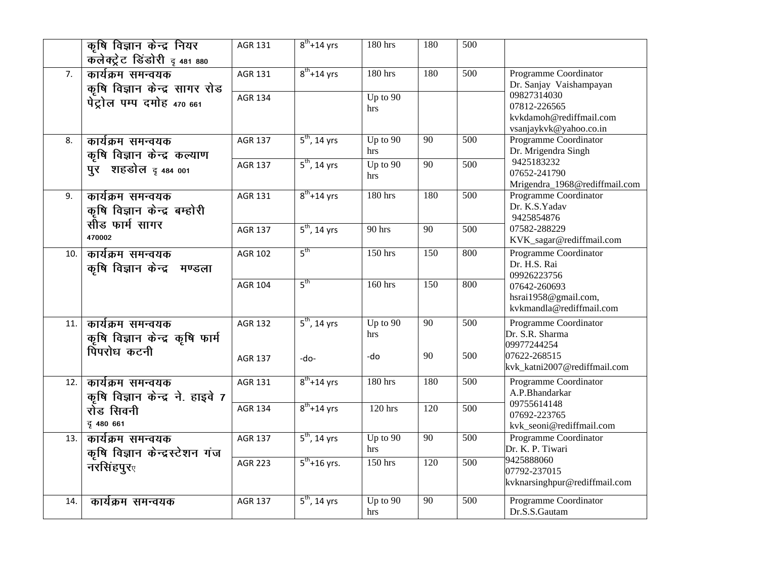| | | | | | | | |
|---|---|---|---|---|---|---|---|
| | कृषि विज्ञान केन्द्र नियर कलेक्ट्रेट डिंडोरी दृ 481 880 | AGR 131 | 8th+14 yrs | 180 hrs | 180 | 500 | |
| 7. | कार्यक्रम समन्वयक कृषि विज्ञान केन्द्र सागर रोड पेट्रोल पम्प दमोह 470 661 | AGR 131 | 8th+14 yrs | 180 hrs | 180 | 500 | Programme Coordinator Dr. Sanjay Vaishampayan 09827314030 07812-226565 kvkdamoh@rediffmail.com vsanjaykvk@yahoo.co.in |
| | | AGR 134 | | Up to 90 hrs | | | |
| 8. | कार्यक्रम समन्वयक कृषि विज्ञान केन्द्र कल्याण पुर शहडोल दृ 484 001 | AGR 137 | 5th, 14 yrs | Up to 90 hrs | 90 | 500 | Programme Coordinator Dr. Mrigendra Singh 9425183232 07652-241790 Mrigendra_1968@rediffmail.com |
| | | AGR 137 | 5th, 14 yrs | Up to 90 hrs | 90 | 500 | |
| 9. | कार्यक्रम समन्वयक कृषि विज्ञान केन्द्र बम्होरी सीड फार्म सागर 470002 | AGR 131 | 8th+14 yrs | 180 hrs | 180 | 500 | Programme Coordinator Dr. K.S.Yadav 9425854876 07582-288229 KVK_sagar@rediffmail.com |
| | | AGR 137 | 5th, 14 yrs | 90 hrs | 90 | 500 | |
| 10. | कार्यक्रम समन्वयक कृषि विज्ञान केन्द्र मण्डला | AGR 102 | 5th | 150 hrs | 150 | 800 | Programme Coordinator Dr. H.S. Rai 09926223756 07642-260693 hsrai1958@gmail.com, kvkmandla@rediffmail.com |
| | | AGR 104 | 5th | 160 hrs | 150 | 800 | |
| 11. | कार्यक्रम समन्वयक कृषि विज्ञान केन्द्र कृषि फार्म पिपरोध कटनी | AGR 132<br>AGR 137 | 5th, 14 yrs<br>-do- | Up to 90 hrs<br>-do | 90<br>90 | 500<br>500 | Programme Coordinator Dr. S.R. Sharma 09977244254 07622-268515 kvk_katni2007@rediffmail.com |
| 12. | कार्यक्रम समन्वयक कृषि विज्ञान केन्द्र ने. हाइवे 7 रोड सिवनी दृ 480 661 | AGR 131 | 8th+14 yrs | 180 hrs | 180 | 500 | Programme Coordinator A.P.Bhandarkar 09755614148 07692-223765 kvk_seoni@rediffmail.com |
| | | AGR 134 | 8th+14 yrs | 120 hrs | 120 | 500 | |
| 13. | कार्यक्रम समन्वयक कृषि विज्ञान केन्द्रस्टेशन गंज नरसिंहपुरए | AGR 137 | 5th, 14 yrs | Up to 90 hrs | 90 | 500 | Programme Coordinator Dr. K. P. Tiwari 9425888060 07792-237015 kvknarsinghpur@rediffmail.com |
| | | AGR 223 | 5th+16 yrs. | 150 hrs | 120 | 500 | |
| 14. | कार्यक्रम समन्वयक | AGR 137 | 5th, 14 yrs | Up to 90 hrs | 90 | 500 | Programme Coordinator Dr.S.S.Gautam |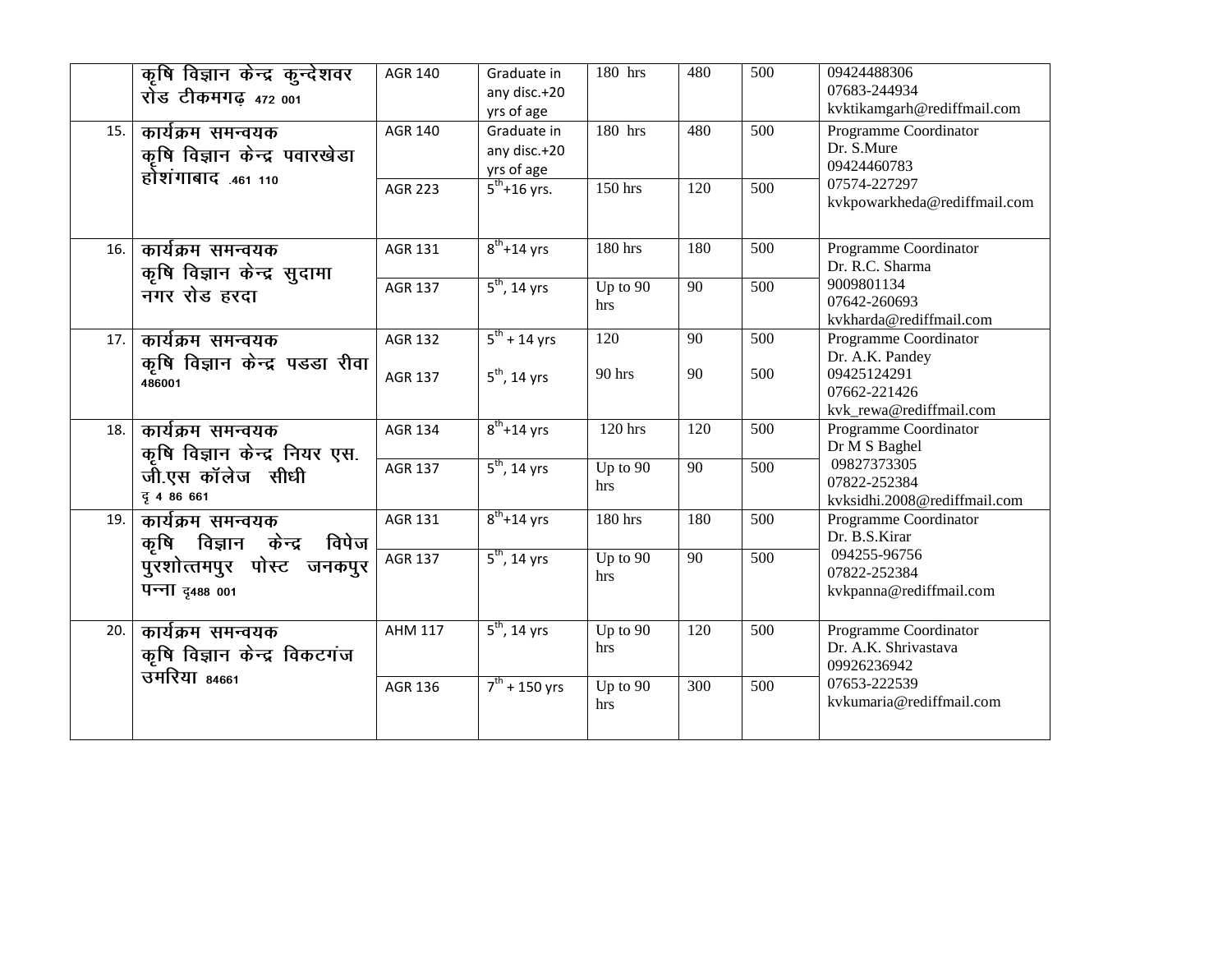| | | | | | | | |
|---|---|---|---|---|---|---|---|
| | कृषि विज्ञान केन्द्र कुन्देशवर रोड टीकमगढ़ 472 001 | AGR 140 | Graduate in any disc.+20 yrs of age | 180 hrs | 480 | 500 | 09424488306 07683-244934 kvktikamgarh@rediffmail.com |
| 15. | कार्यक्रम समन्वयक कृषि विज्ञान केन्द्र पवारखेडा होशंगाबाद .461 110 | AGR 140 | Graduate in any disc.+20 yrs of age | 180 hrs | 480 | 500 | Programme Coordinator Dr. S.Mure 09424460783 07574-227297 kvkpowarkheda@rediffmail.com |
| | | AGR 223 | 5th+16 yrs. | 150 hrs | 120 | 500 | |
| 16. | कार्यक्रम समन्वयक कृषि विज्ञान केन्द्र सुदामा नगर रोड हरदा | AGR 131 | 8th+14 yrs | 180 hrs | 180 | 500 | Programme Coordinator Dr. R.C. Sharma 9009801134 07642-260693 kvkharda@rediffmail.com |
| | | AGR 137 | 5th, 14 yrs | Up to 90 hrs | 90 | 500 | |
| 17. | कार्यक्रम समन्वयक कृषि विज्ञान केन्द्र पडडा रीवा 486001 | AGR 132 | 5th + 14 yrs | 120 | 90 | 500 | Programme Coordinator Dr. A.K. Pandey 09425124291 07662-221426 kvk_rewa@rediffmail.com |
| | | AGR 137 | 5th, 14 yrs | 90 hrs | 90 | 500 | |
| 18. | कार्यक्रम समन्वयक कृषि विज्ञान केन्द्र नियर एस. जी.एस कॉलेज सीधी दृ 4 86 661 | AGR 134 | 8th+14 yrs | 120 hrs | 120 | 500 | Programme Coordinator Dr M S Baghel 09827373305 07822-252384 kvksidhi.2008@rediffmail.com |
| | | AGR 137 | 5th, 14 yrs | Up to 90 hrs | 90 | 500 | |
| 19. | कार्यक्रम समन्वयक कृषि विज्ञान केन्द्र विपेज पुरशोत्तमपुर पोस्ट जनकपुर पन्ना दृ488 001 | AGR 131 | 8th+14 yrs | 180 hrs | 180 | 500 | Programme Coordinator Dr. B.S.Kirar 094255-96756 07822-252384 kvkpanna@rediffmail.com |
| | | AGR 137 | 5th, 14 yrs | Up to 90 hrs | 90 | 500 | |
| 20. | कार्यक्रम समन्वयक कृषि विज्ञान केन्द्र विकटगंज उमरिया 84661 | AHM 117 | 5th, 14 yrs | Up to 90 hrs | 120 | 500 | Programme Coordinator Dr. A.K. Shrivastava 09926236942 07653-222539 kvkumaria@rediffmail.com |
| | | AGR 136 | 7th + 150 yrs | Up to 90 hrs | 300 | 500 | |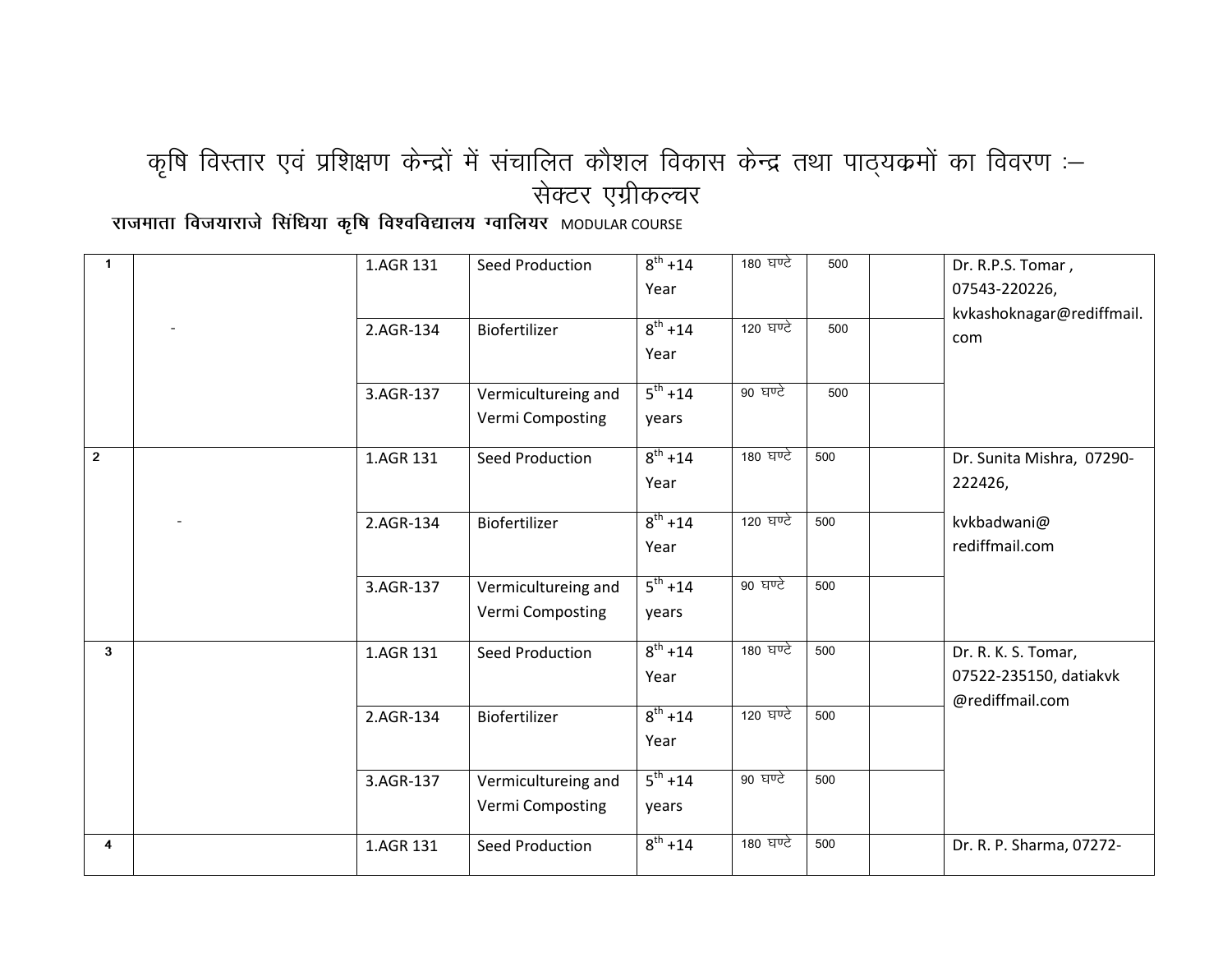# कृषि विस्तार एवं प्रशिक्षण केन्द्रों में संचालित कौशल विकास केन्द्र तथा पाठ्यक्रमों का विवरण :–

## सेक्टर एग्रीकल्चर

**राजमाता विजयाराजे सिंधिया कृषि विश्वविद्यालय ग्वालियर** MODULAR COURSE

| | | | | | | | | |
|---|---|---|---|---|---|---|---|---|
| 1 | - | 1.AGR 131 | Seed Production | $8^{th}$ +14 Year | 180 घण्टे | 500 | | Dr. R.P.S. Tomar , 07543-220226, kvkashoknagar@rediffmail.com |
| | | 2.AGR-134 | Biofertilizer | $8^{th}$ +14 Year | 120 घण्टे | 500 | | |
| | | 3.AGR-137 | Vermicultureing and Vermi Composting | $5^{th}$ +14 years | 90 घण्टे | 500 | | |
| 2 | - | 1.AGR 131 | Seed Production | $8^{th}$ +14 Year | 180 घण्टे | 500 | | Dr. Sunita Mishra, 07290-222426, kvkbadwani@rediffmail.com |
| | | 2.AGR-134 | Biofertilizer | $8^{th}$ +14 Year | 120 घण्टे | 500 | | |
| | | 3.AGR-137 | Vermicultureing and Vermi Composting | $5^{th}$ +14 years | 90 घण्टे | 500 | | |
| 3 | | 1.AGR 131 | Seed Production | $8^{th}$ +14 Year | 180 घण्टे | 500 | | Dr. R. K. S. Tomar, 07522-235150, datiakvk @rediffmail.com |
| | | 2.AGR-134 | Biofertilizer | $8^{th}$ +14 Year | 120 घण्टे | 500 | | |
| | | 3.AGR-137 | Vermicultureing and Vermi Composting | $5^{th}$ +14 years | 90 घण्टे | 500 | | |
| 4 | | 1.AGR 131 | Seed Production | $8^{th}$ +14 | 180 घण्टे | 500 | | Dr. R. P. Sharma, 07272- |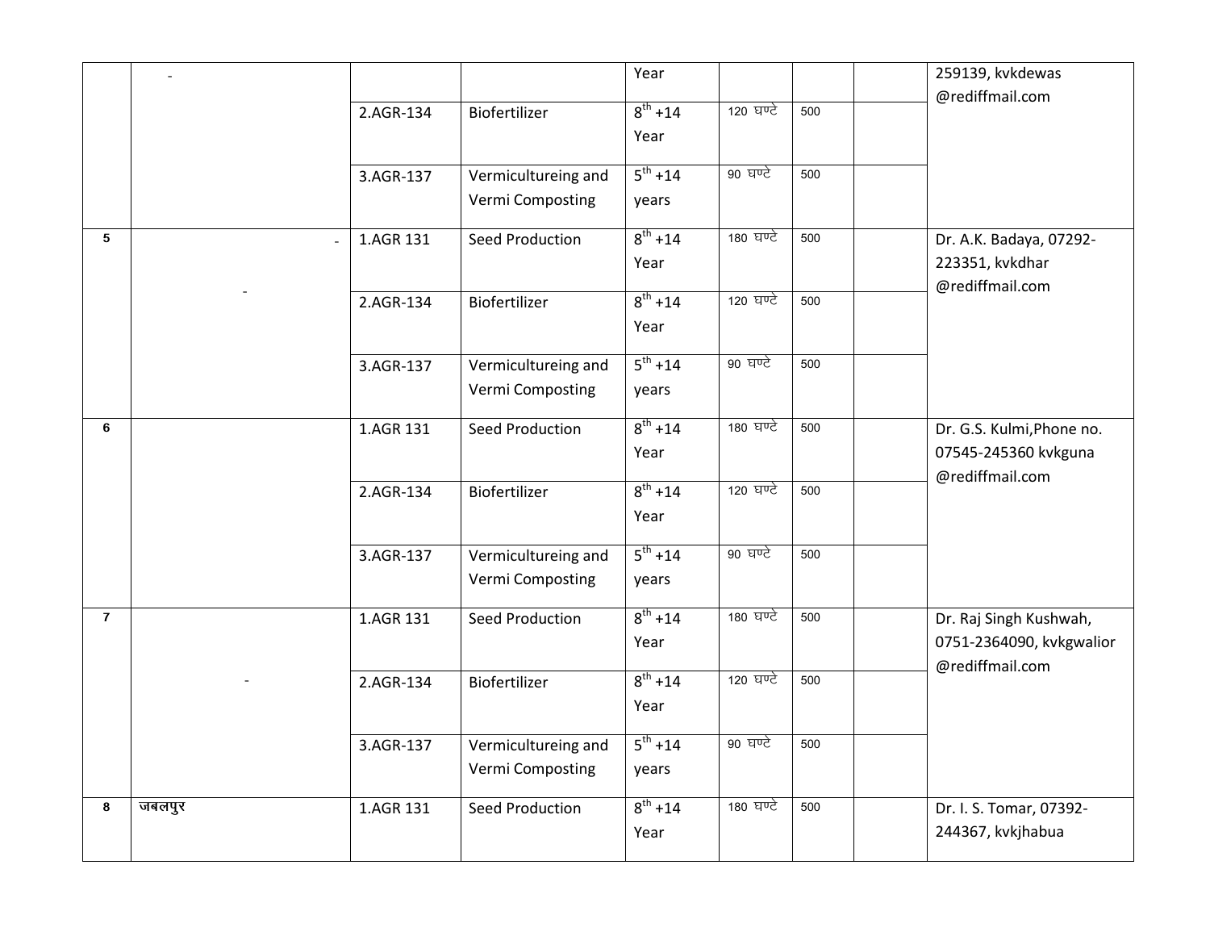| | | | | | | | | |
|---|---|---|---|---|---|---|---|---|
| | - | | | Year | | | | 259139, kvkdewas @rediffmail.com |
| | | 2.AGR-134 | Biofertilizer | $8^{th}$ +14 Year | 120 घण्टे | 500 | | |
| | | 3.AGR-137 | Vermicultureing and Vermi Composting | $5^{th}$ +14 years | 90 घण्टे | 500 | | |
| 5 | - - | 1.AGR 131 | Seed Production | $8^{th}$ +14 Year | 180 घण्टे | 500 | | Dr. A.K. Badaya, 07292-223351, kvkdhar @rediffmail.com |
| | | 2.AGR-134 | Biofertilizer | $8^{th}$ +14 Year | 120 घण्टे | 500 | | |
| | | 3.AGR-137 | Vermicultureing and Vermi Composting | $5^{th}$ +14 years | 90 घण्टे | 500 | | |
| 6 | | 1.AGR 131 | Seed Production | $8^{th}$ +14 Year | 180 घण्टे | 500 | | Dr. G.S. Kulmi,Phone no. 07545-245360 kvkguna @rediffmail.com |
| | | 2.AGR-134 | Biofertilizer | $8^{th}$ +14 Year | 120 घण्टे | 500 | | |
| | | 3.AGR-137 | Vermicultureing and Vermi Composting | $5^{th}$ +14 years | 90 घण्टे | 500 | | |
| 7 | - | 1.AGR 131 | Seed Production | $8^{th}$ +14 Year | 180 घण्टे | 500 | | Dr. Raj Singh Kushwah, 0751-2364090, kvkgwalior @rediffmail.com |
| | | 2.AGR-134 | Biofertilizer | $8^{th}$ +14 Year | 120 घण्टे | 500 | | |
| | | 3.AGR-137 | Vermicultureing and Vermi Composting | $5^{th}$ +14 years | 90 घण्टे | 500 | | |
| 8 | जबलपुर | 1.AGR 131 | Seed Production | $8^{th}$ +14 Year | 180 घण्टे | 500 | | Dr. I. S. Tomar, 07392-244367, kvkjhabua |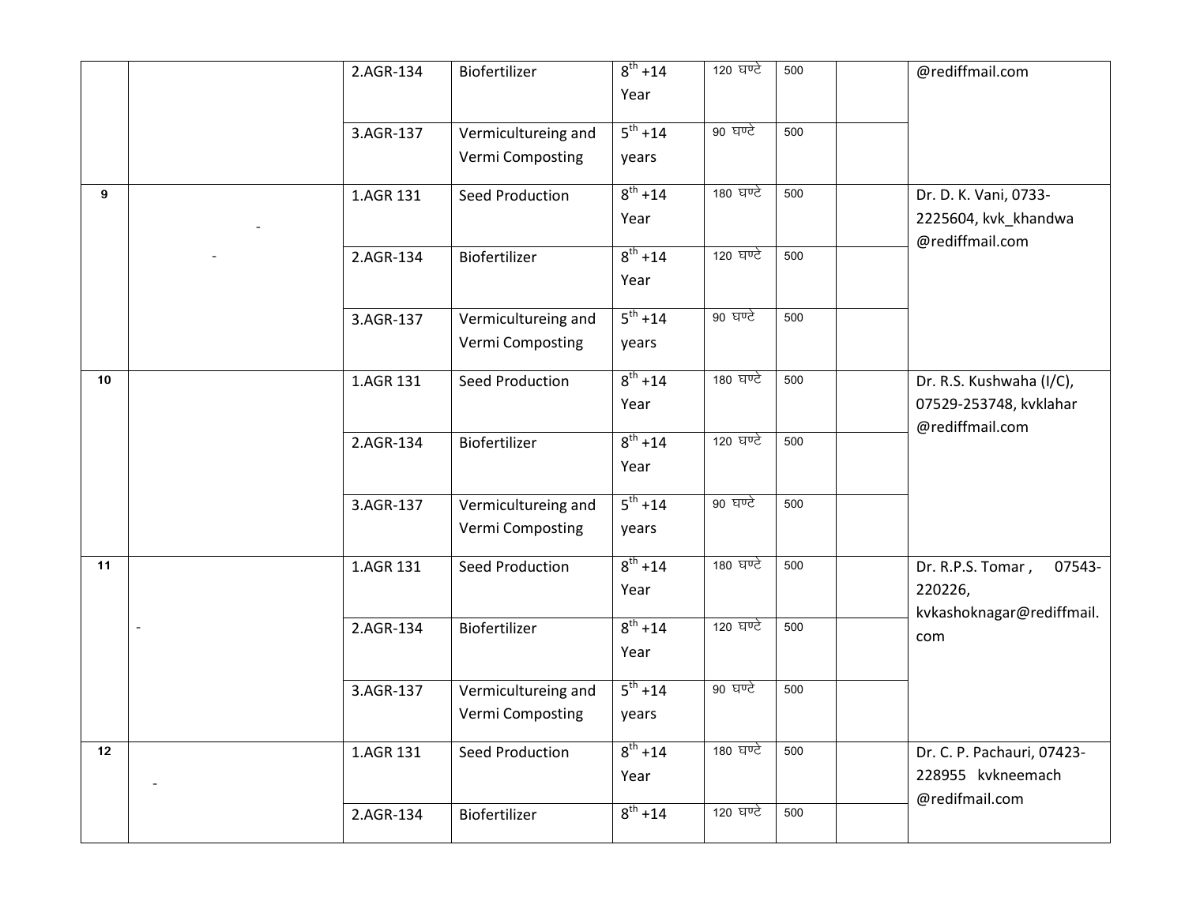|  |  | 2.AGR-134 | Biofertilizer | 8th +14 Year | 120 घण्टे | 500 |  | @rediffmail.com |
|---|---|---|---|---|---|---|---|---|
|  |  | 3.AGR-137 | Vermicultureing and Vermi Composting | 5th +14 years | 90 घण्टे | 500 |  |  |
| 9 | - - | 1.AGR 131 | Seed Production | 8th +14 Year | 180 घण्टे | 500 |  | Dr. D. K. Vani, 0733-2225604, kvk_khandwa @rediffmail.com |
|  |  | 2.AGR-134 | Biofertilizer | 8th +14 Year | 120 घण्टे | 500 |  |  |
|  |  | 3.AGR-137 | Vermicultureing and Vermi Composting | 5th +14 years | 90 घण्टे | 500 |  |  |
| 10 |  | 1.AGR 131 | Seed Production | 8th +14 Year | 180 घण्टे | 500 |  | Dr. R.S. Kushwaha (I/C), 07529-253748, kvklahar @rediffmail.com |
|  |  | 2.AGR-134 | Biofertilizer | 8th +14 Year | 120 घण्टे | 500 |  |  |
|  |  | 3.AGR-137 | Vermicultureing and Vermi Composting | 5th +14 years | 90 घण्टे | 500 |  |  |
| 11 | - | 1.AGR 131 | Seed Production | 8th +14 Year | 180 घण्टे | 500 |  | Dr. R.P.S. Tomar , 07543-220226, kvkashoknagar@rediffmail.com |
|  |  | 2.AGR-134 | Biofertilizer | 8th +14 Year | 120 घण्टे | 500 |  |  |
|  |  | 3.AGR-137 | Vermicultureing and Vermi Composting | 5th +14 years | 90 घण्टे | 500 |  |  |
| 12 | - | 1.AGR 131 | Seed Production | 8th +14 Year | 180 घण्टे | 500 |  | Dr. C. P. Pachauri, 07423-228955 kvkneemach @redifmail.com |
|  |  | 2.AGR-134 | Biofertilizer | 8th +14 | 120 घण्टे | 500 |  |  |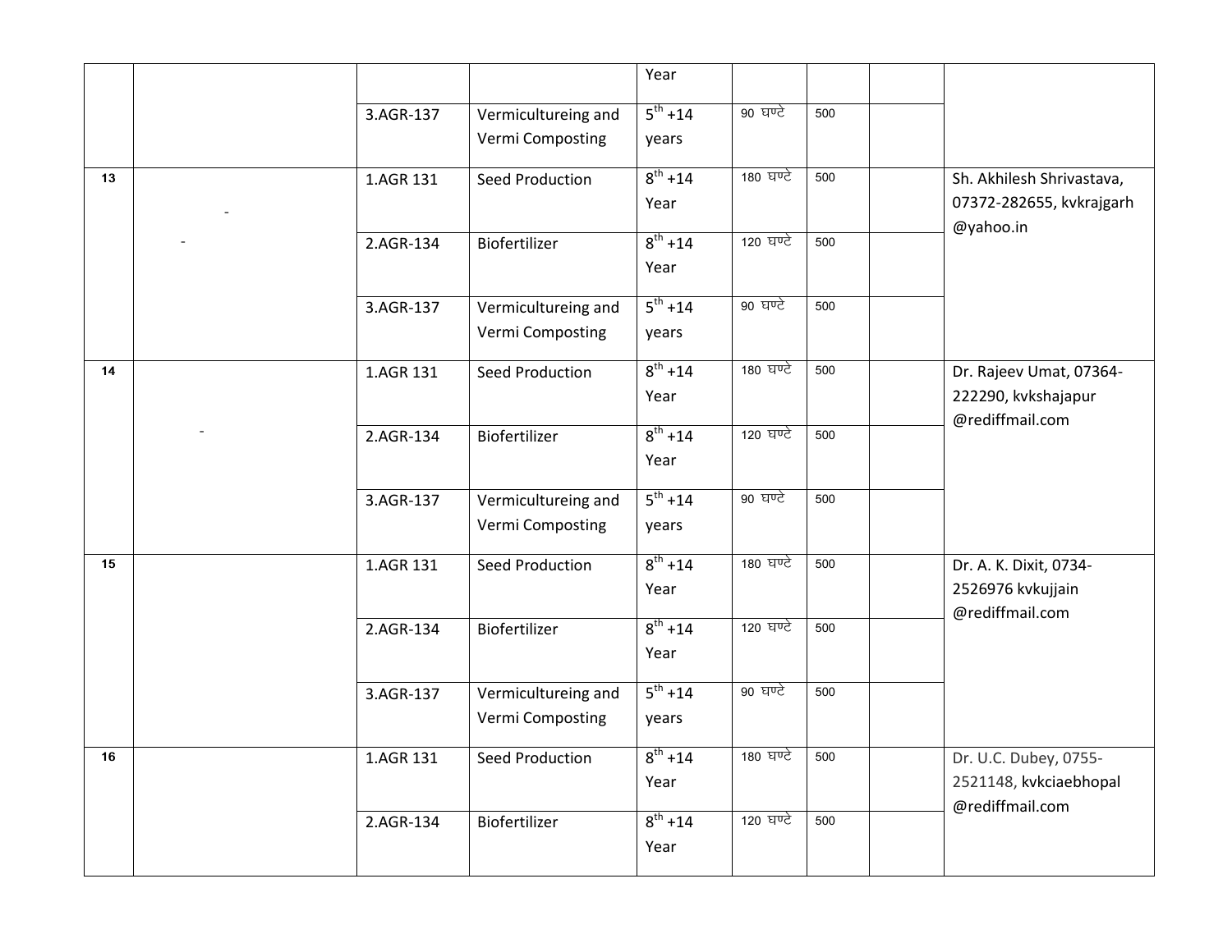|  |  |  |  | Year |  |  |  |  |
|---|---|---|---|---|---|---|---|---|
|  |  | 3.AGR-137 | Vermicultureing and Vermi Composting | $5^{th}$ +14 years | 90 घण्टे | 500 |  |  |
| 13 | - - | 1.AGR 131 | Seed Production | $8^{th}$ +14 Year | 180 घण्टे | 500 |  | Sh. Akhilesh Shrivastava, 07372-282655, kvkrajgarh @yahoo.in |
|  |  | 2.AGR-134 | Biofertilizer | $8^{th}$ +14 Year | 120 घण्टे | 500 |  |  |
|  |  | 3.AGR-137 | Vermicultureing and Vermi Composting | $5^{th}$ +14 years | 90 घण्टे | 500 |  |  |
| 14 | - | 1.AGR 131 | Seed Production | $8^{th}$ +14 Year | 180 घण्टे | 500 |  | Dr. Rajeev Umat, 07364-222290, kvkshajapur @rediffmail.com |
|  |  | 2.AGR-134 | Biofertilizer | $8^{th}$ +14 Year | 120 घण्टे | 500 |  |  |
|  |  | 3.AGR-137 | Vermicultureing and Vermi Composting | $5^{th}$ +14 years | 90 घण्टे | 500 |  |  |
| 15 |  | 1.AGR 131 | Seed Production | $8^{th}$ +14 Year | 180 घण्टे | 500 |  | Dr. A. K. Dixit, 0734-2526976 kvkujjain @rediffmail.com |
|  |  | 2.AGR-134 | Biofertilizer | $8^{th}$ +14 Year | 120 घण्टे | 500 |  |  |
|  |  | 3.AGR-137 | Vermicultureing and Vermi Composting | $5^{th}$ +14 years | 90 घण्टे | 500 |  |  |
| 16 |  | 1.AGR 131 | Seed Production | $8^{th}$ +14 Year | 180 घण्टे | 500 |  | Dr. U.C. Dubey, 0755-2521148, kvkciaebhopal @rediffmail.com |
|  |  | 2.AGR-134 | Biofertilizer | $8^{th}$ +14 Year | 120 घण्टे | 500 |  |  |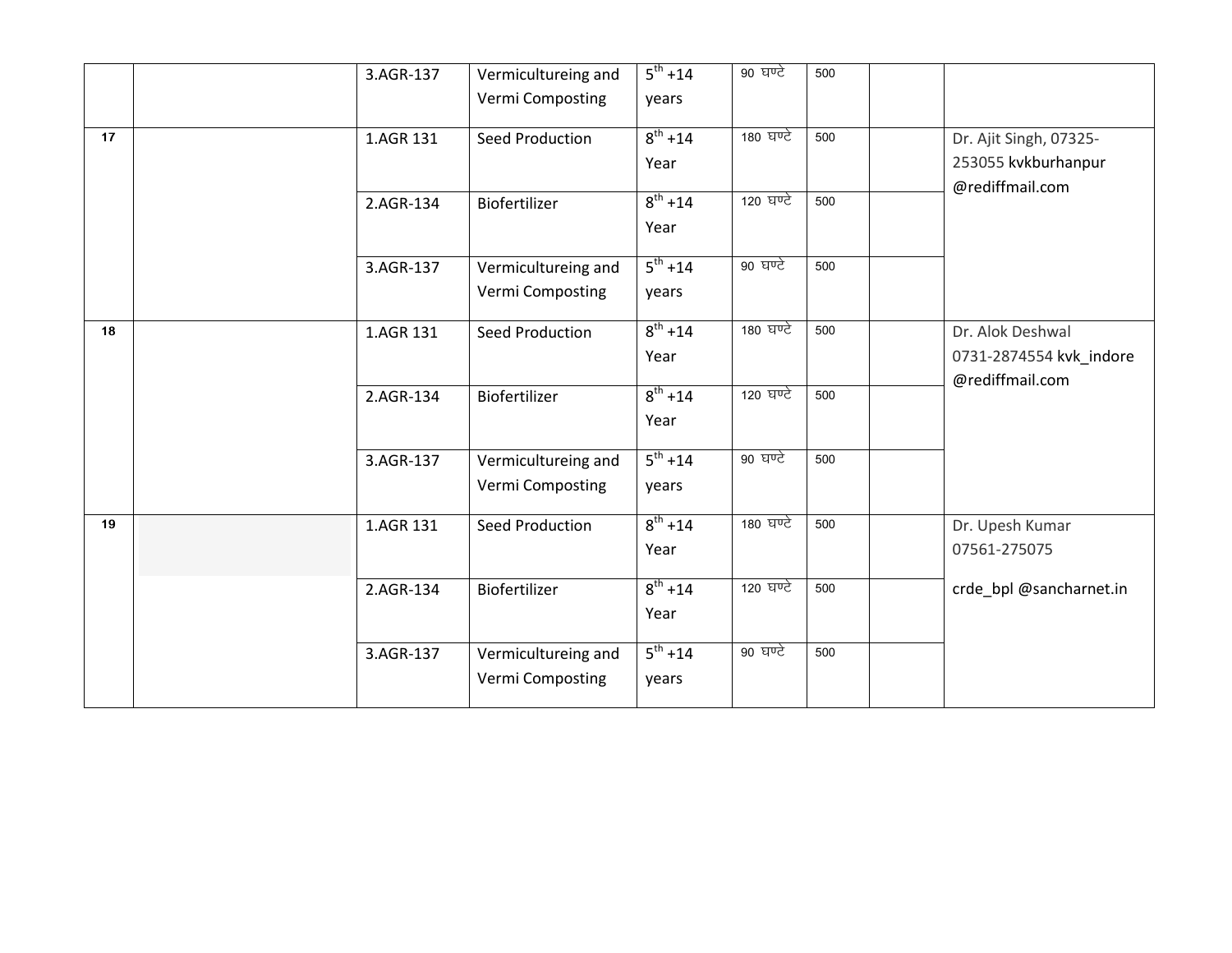| | | | | | | | | |
|---|---|---|---|---|---|---|---|---|
| | | 3.AGR-137 | Vermicultureing and Vermi Composting | $5^{th}$ +14 years | 90 घण्टे | 500 | | |
| 17 | | 1.AGR 131 | Seed Production | $8^{th}$ +14 Year | 180 घण्टे | 500 | | Dr. Ajit Singh, 07325-253055 kvkburhanpur @rediffmail.com |
| | | 2.AGR-134 | Biofertilizer | $8^{th}$ +14 Year | 120 घण्टे | 500 | | |
| | | 3.AGR-137 | Vermicultureing and Vermi Composting | $5^{th}$ +14 years | 90 घण्टे | 500 | | |
| 18 | | 1.AGR 131 | Seed Production | $8^{th}$ +14 Year | 180 घण्टे | 500 | | Dr. Alok Deshwal 0731-2874554 kvk_indore @rediffmail.com |
| | | 2.AGR-134 | Biofertilizer | $8^{th}$ +14 Year | 120 घण्टे | 500 | | |
| | | 3.AGR-137 | Vermicultureing and Vermi Composting | $5^{th}$ +14 years | 90 घण्टे | 500 | | |
| 19 | | 1.AGR 131 | Seed Production | $8^{th}$ +14 Year | 180 घण्टे | 500 | | Dr. Upesh Kumar 07561-275075 |
| | | 2.AGR-134 | Biofertilizer | $8^{th}$ +14 Year | 120 घण्टे | 500 | | crde_bpl @sancharnet.in |
| | | 3.AGR-137 | Vermicultureing and Vermi Composting | $5^{th}$ +14 years | 90 घण्टे | 500 | | |